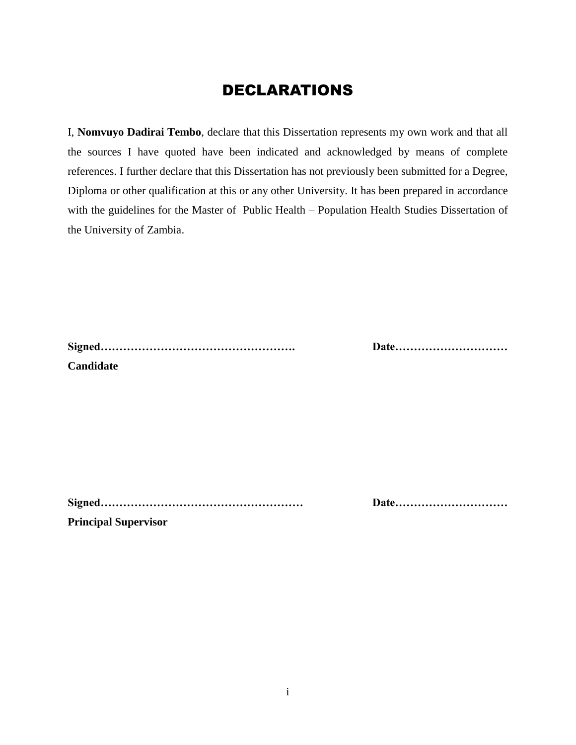# DECLARATIONS

I, **Nomvuyo Dadirai Tembo**, declare that this Dissertation represents my own work and that all the sources I have quoted have been indicated and acknowledged by means of complete references. I further declare that this Dissertation has not previously been submitted for a Degree, Diploma or other qualification at this or any other University. It has been prepared in accordance with the guidelines for the Master of Public Health – Population Health Studies Dissertation of the University of Zambia.

**Signed…………………………………………….** **Date…………………………**

**Candidate**

**Signed………………………………………………** **Date…………………………**

**Principal Supervisor**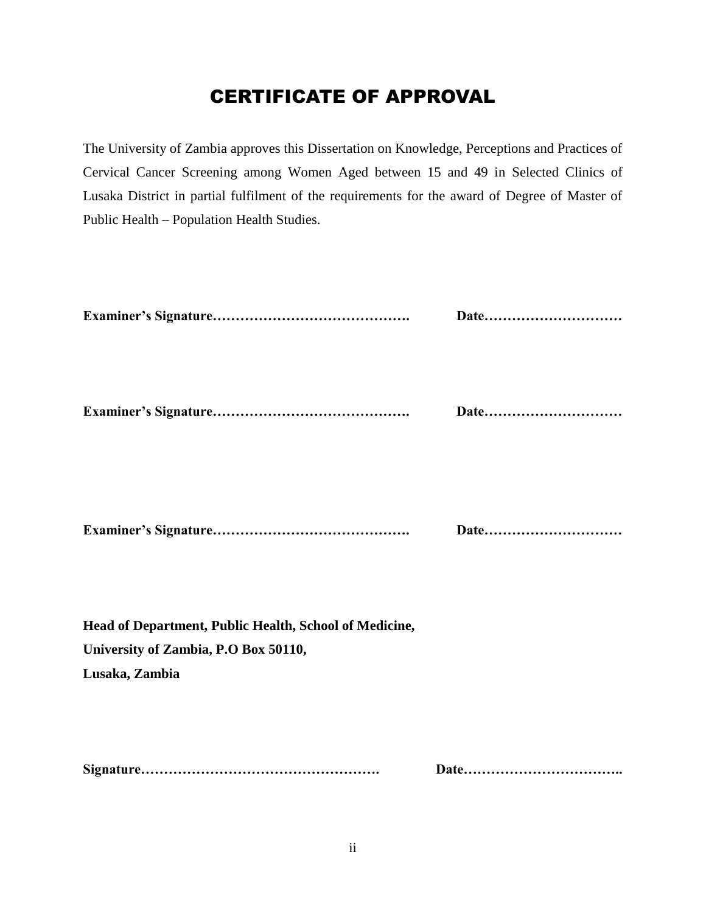# CERTIFICATE OF APPROVAL

The University of Zambia approves this Dissertation on Knowledge, Perceptions and Practices of Cervical Cancer Screening among Women Aged between 15 and 49 in Selected Clinics of Lusaka District in partial fulfilment of the requirements for the award of Degree of Master of Public Health – Population Health Studies.

**Examiner's Signature…………………………………….    Date…………………………**

**Examiner's Signature…………………………………….    Date…………………………**

**Examiner's Signature…………………………………….    Date…………………………**

**Head of Department, Public Health, School of Medicine,**
**University of Zambia, P.O Box 50110,**
**Lusaka, Zambia**

**Signature…………………………………………….    Date……………………………..**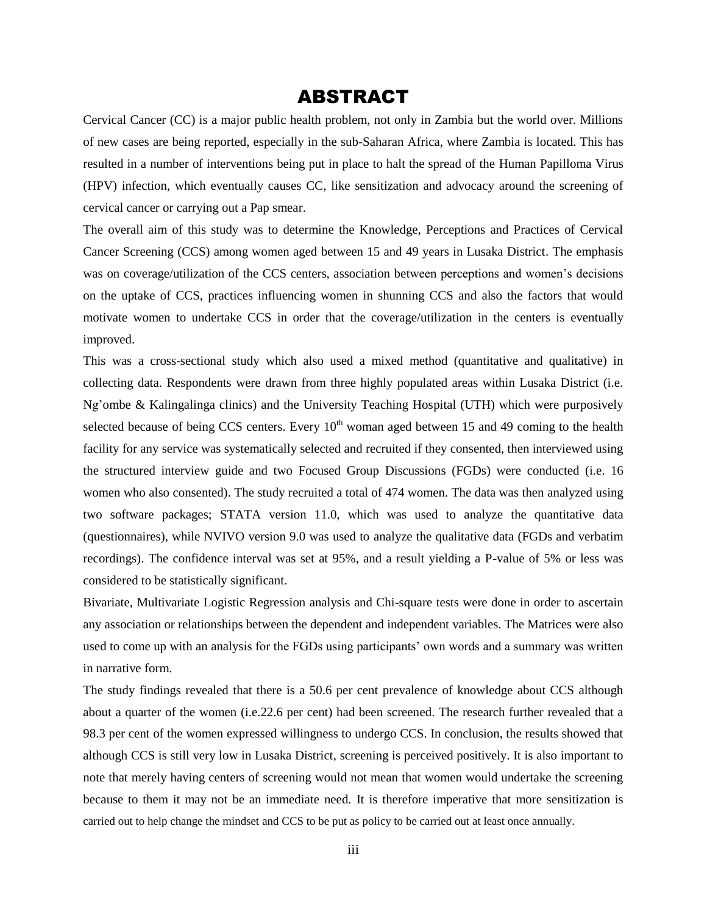# ABSTRACT

Cervical Cancer (CC) is a major public health problem, not only in Zambia but the world over. Millions of new cases are being reported, especially in the sub-Saharan Africa, where Zambia is located. This has resulted in a number of interventions being put in place to halt the spread of the Human Papilloma Virus (HPV) infection, which eventually causes CC, like sensitization and advocacy around the screening of cervical cancer or carrying out a Pap smear.

The overall aim of this study was to determine the Knowledge, Perceptions and Practices of Cervical Cancer Screening (CCS) among women aged between 15 and 49 years in Lusaka District. The emphasis was on coverage/utilization of the CCS centers, association between perceptions and women's decisions on the uptake of CCS, practices influencing women in shunning CCS and also the factors that would motivate women to undertake CCS in order that the coverage/utilization in the centers is eventually improved.

This was a cross-sectional study which also used a mixed method (quantitative and qualitative) in collecting data. Respondents were drawn from three highly populated areas within Lusaka District (i.e. Ng'ombe & Kalingalinga clinics) and the University Teaching Hospital (UTH) which were purposively selected because of being CCS centers. Every 10^th^ woman aged between 15 and 49 coming to the health facility for any service was systematically selected and recruited if they consented, then interviewed using the structured interview guide and two Focused Group Discussions (FGDs) were conducted (i.e. 16 women who also consented). The study recruited a total of 474 women. The data was then analyzed using two software packages; STATA version 11.0, which was used to analyze the quantitative data (questionnaires), while NVIVO version 9.0 was used to analyze the qualitative data (FGDs and verbatim recordings). The confidence interval was set at 95%, and a result yielding a P-value of 5% or less was considered to be statistically significant.

Bivariate, Multivariate Logistic Regression analysis and Chi-square tests were done in order to ascertain any association or relationships between the dependent and independent variables. The Matrices were also used to come up with an analysis for the FGDs using participants' own words and a summary was written in narrative form.

The study findings revealed that there is a 50.6 per cent prevalence of knowledge about CCS although about a quarter of the women (i.e.22.6 per cent) had been screened. The research further revealed that a 98.3 per cent of the women expressed willingness to undergo CCS. In conclusion, the results showed that although CCS is still very low in Lusaka District, screening is perceived positively. It is also important to note that merely having centers of screening would not mean that women would undertake the screening because to them it may not be an immediate need. It is therefore imperative that more sensitization is carried out to help change the mindset and CCS to be put as policy to be carried out at least once annually.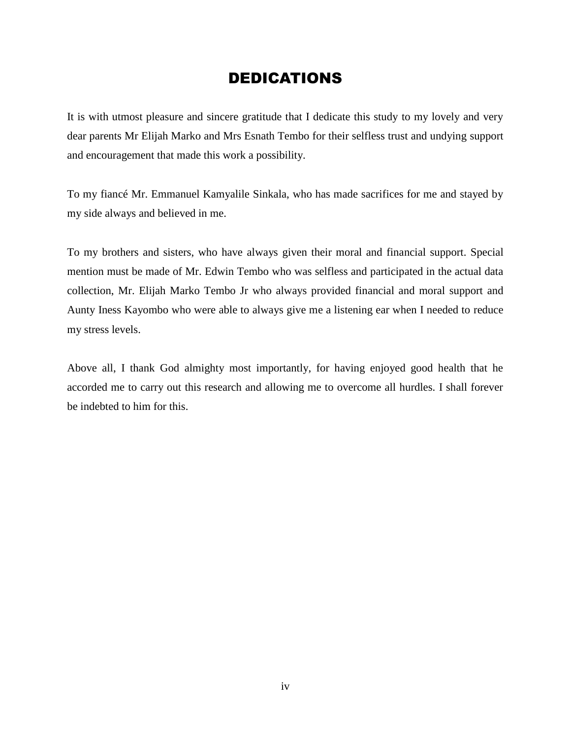# DEDICATIONS

It is with utmost pleasure and sincere gratitude that I dedicate this study to my lovely and very dear parents Mr Elijah Marko and Mrs Esnath Tembo for their selfless trust and undying support and encouragement that made this work a possibility.

To my fiancé Mr. Emmanuel Kamyalile Sinkala, who has made sacrifices for me and stayed by my side always and believed in me.

To my brothers and sisters, who have always given their moral and financial support. Special mention must be made of Mr. Edwin Tembo who was selfless and participated in the actual data collection, Mr. Elijah Marko Tembo Jr who always provided financial and moral support and Aunty Iness Kayombo who were able to always give me a listening ear when I needed to reduce my stress levels.

Above all, I thank God almighty most importantly, for having enjoyed good health that he accorded me to carry out this research and allowing me to overcome all hurdles. I shall forever be indebted to him for this.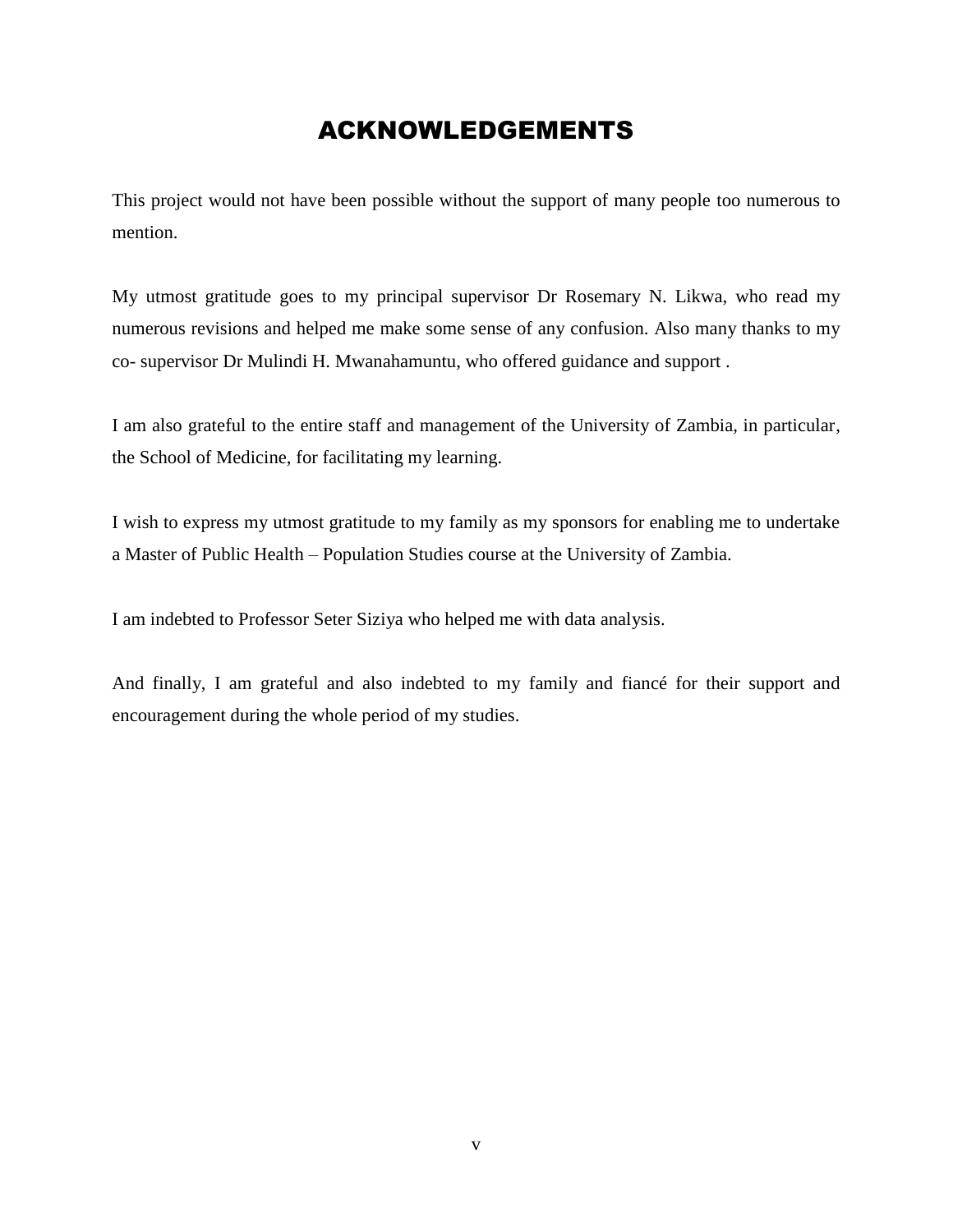# ACKNOWLEDGEMENTS

This project would not have been possible without the support of many people too numerous to mention.

My utmost gratitude goes to my principal supervisor Dr Rosemary N. Likwa, who read my numerous revisions and helped me make some sense of any confusion. Also many thanks to my co- supervisor Dr Mulindi H. Mwanahamuntu, who offered guidance and support .

I am also grateful to the entire staff and management of the University of Zambia, in particular, the School of Medicine, for facilitating my learning.

I wish to express my utmost gratitude to my family as my sponsors for enabling me to undertake a Master of Public Health – Population Studies course at the University of Zambia.

I am indebted to Professor Seter Siziya who helped me with data analysis.

And finally, I am grateful and also indebted to my family and fiancé for their support and encouragement during the whole period of my studies.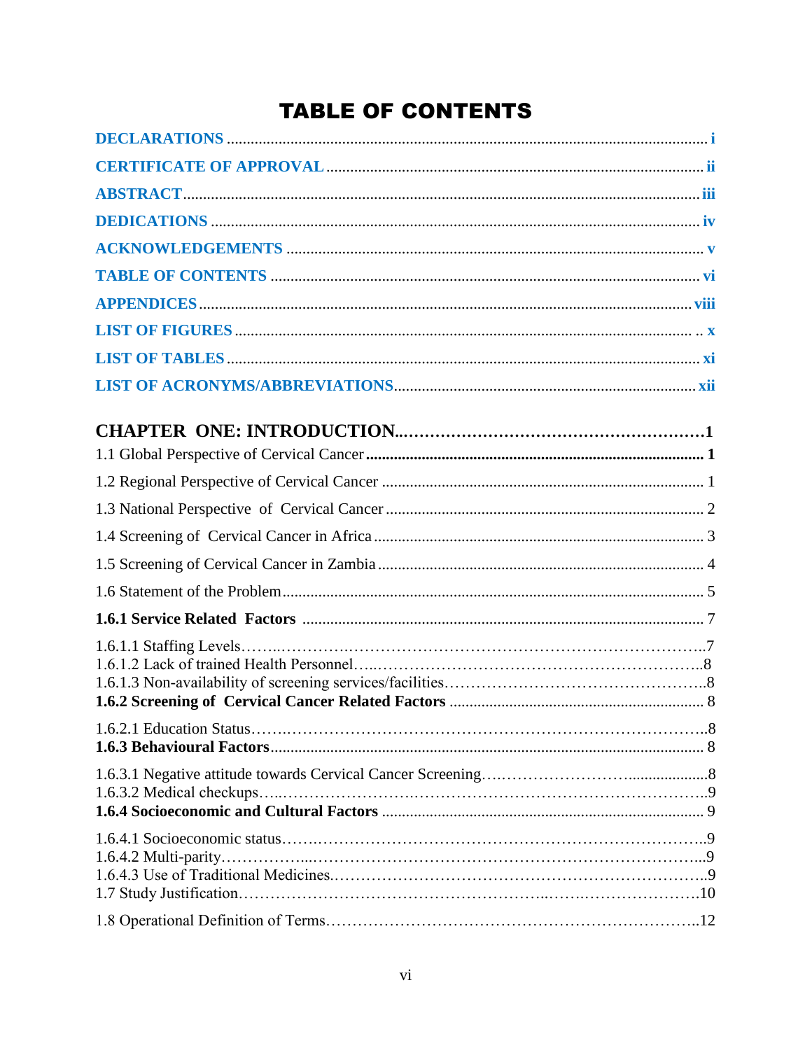# TABLE OF CONTENTS

**DECLARATIONS** ........................................................................................................ **i**

**CERTIFICATE OF APPROVAL** ................................................................................ **ii**

**ABSTRACT** ................................................................................................................ **iii**

**DEDICATIONS** .......................................................................................................... **iv**

**ACKNOWLEDGEMENTS** ........................................................................................ **v**

**TABLE OF CONTENTS** ........................................................................................... **vi**

**APPENDICES** ........................................................................................................... **viii**

**LIST OF FIGURES** ................................................................................................. .. **x**

**LIST OF TABLES** ...................................................................................................... **xi**

**LIST OF ACRONYMS/ABBREVIATIONS** ............................................................. **xii**

**CHAPTER ONE: INTRODUCTION** .........................................................................**1**

1.1 Global Perspective of Cervical Cancer .......................................................................... **1**

1.2 Regional Perspective of Cervical Cancer ...................................................................... 1

1.3 National Perspective of Cervical Cancer ....................................................................... 2

1.4 Screening of Cervical Cancer in Africa ......................................................................... 3

1.5 Screening of Cervical Cancer in Zambia ....................................................................... 4

1.6 Statement of the Problem ............................................................................................... 5

**1.6.1 Service Related Factors** ........................................................................................... 7

1.6.1.1 Staffing Levels..........................................................................................................7
1.6.1.2 Lack of trained Health Personnel..............................................................................8
1.6.1.3 Non-availability of screening services/facilities........................................................8
**1.6.2 Screening of Cervical Cancer Related Factors** ......................................................... 8

1.6.2.1 Education Status........................................................................................................8
**1.6.3 Behavioural Factors** .................................................................................................. 8

1.6.3.1 Negative attitude towards Cervical Cancer Screening.................................................8
1.6.3.2 Medical checkups.......................................................................................................9
**1.6.4 Socioeconomic and Cultural Factors** ........................................................................ 9

1.6.4.1 Socioeconomic status..................................................................................................9
1.6.4.2 Multi-parity..................................................................................................................9
1.6.4.3 Use of Traditional Medicines.......................................................................................9
1.7 Study Justification.........................................................................................................10

1.8 Operational Definition of Terms.......................................................................................12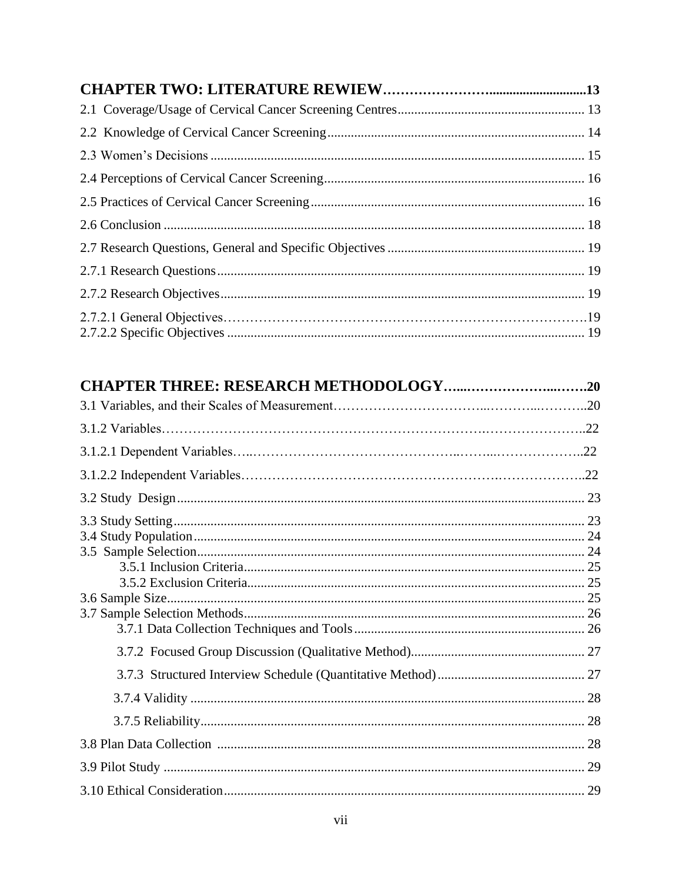**CHAPTER TWO: LITERATURE REWIEW……………………...........................13**

2.1 Coverage/Usage of Cervical Cancer Screening Centres....................................................... 13

2.2 Knowledge of Cervical Cancer Screening............................................................................ 14

2.3 Women's Decisions .............................................................................................................. 15

2.4 Perceptions of Cervical Cancer Screening............................................................................ 16

2.5 Practices of Cervical Cancer Screening................................................................................ 16

2.6 Conclusion ............................................................................................................................ 18

2.7 Research Questions, General and Specific Objectives .......................................................... 19

2.7.1 Research Questions............................................................................................................ 19

2.7.2 Research Objectives........................................................................................................... 19

2.7.2.1 General Objectives……………………………………………………………………….19

2.7.2.2 Specific Objectives ......................................................................................................... 19

**CHAPTER THREE: RESEARCH METHODOLOGY…...………………...…….20**

3.1 Variables, and their Scales of Measurement……………………………...………...………..20

3.1.2 Variables……………………………………………………………….…………………..22

3.1.2.1 Dependent Variables…..……………………………………..……...………………..22

3.1.2.2 Independent Variables…………………………………………………….………………..22

3.2 Study Design........................................................................................................................ 23

3.3 Study Setting........................................................................................................................ 23

3.4 Study Population.................................................................................................................. 24

3.5 Sample Selection.................................................................................................................. 24

3.5.1 Inclusion Criteria.................................................................................................... 25

3.5.2 Exclusion Criteria................................................................................................... 25

3.6 Sample Size........................................................................................................................... 25

3.7 Sample Selection Methods.................................................................................................... 26

3.7.1 Data Collection Techniques and Tools.................................................................... 26

3.7.2 Focused Group Discussion (Qualitative Method)................................................... 27

3.7.3 Structured Interview Schedule (Quantitative Method)............................................ 27

3.7.4 Validity .................................................................................................................... 28

3.7.5 Reliability................................................................................................................. 28

3.8 Plan Data Collection ............................................................................................................ 28

3.9 Pilot Study ............................................................................................................................ 29

3.10 Ethical Consideration.......................................................................................................... 29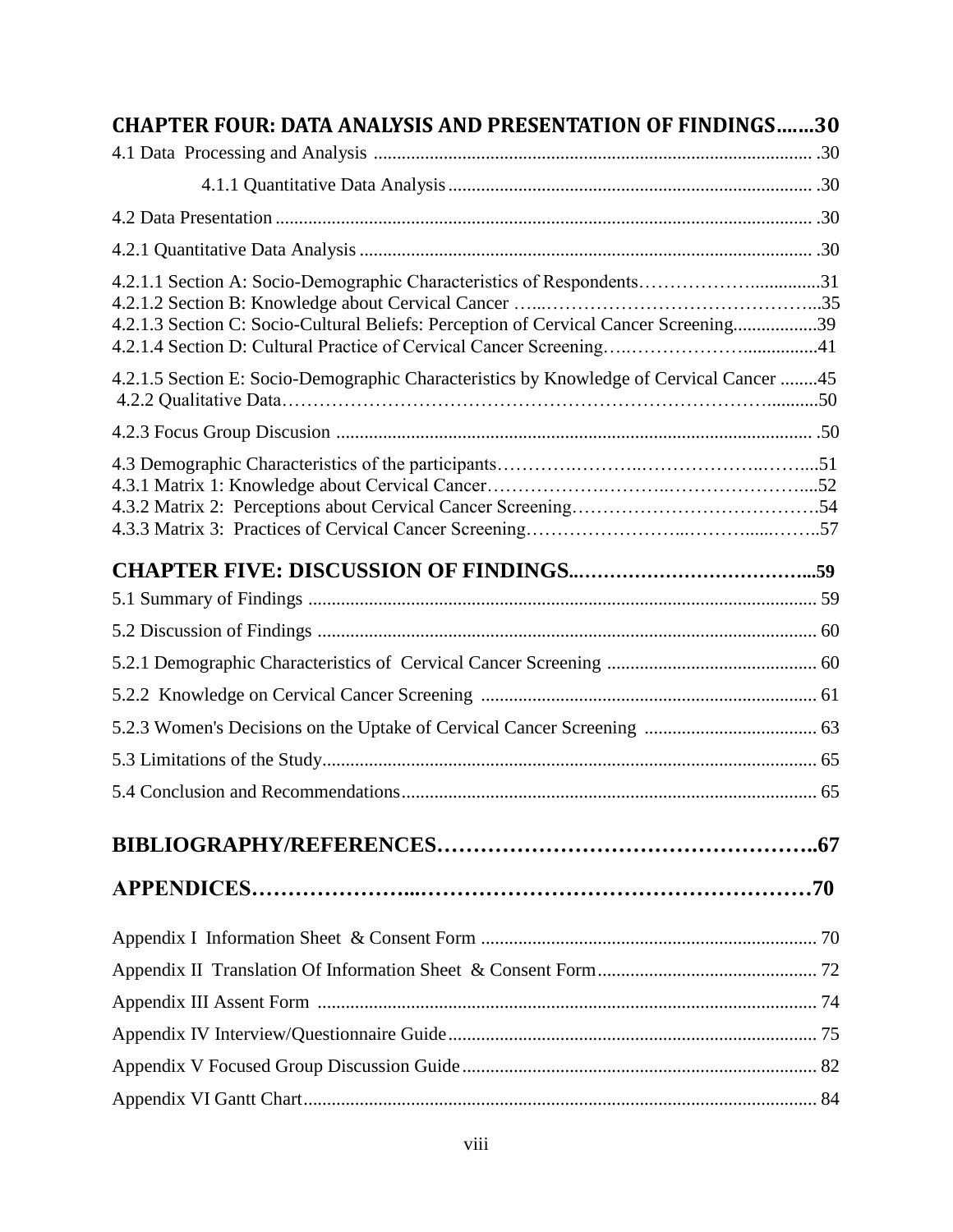**CHAPTER FOUR: DATA ANALYSIS AND PRESENTATION OF FINDINGS.......30**

4.1 Data Processing and Analysis .......................................................................................... .30

4.1.1 Quantitative Data Analysis .......................................................................... .30

4.2 Data Presentation ................................................................................................................ .30

4.2.1 Quantitative Data Analysis .............................................................................................. .30

4.2.1.1 Section A: Socio-Demographic Characteristics of Respondents……………….............31
4.2.1.2 Section B: Knowledge about Cervical Cancer …..……………………………………...35
4.2.1.3 Section C: Socio-Cultural Beliefs: Perception of Cervical Cancer Screening..................39
4.2.1.4 Section D: Cultural Practice of Cervical Cancer Screening…..………………................41

4.2.1.5 Section E: Socio-Demographic Characteristics by Knowledge of Cervical Cancer ........45
4.2.2 Qualitative Data………………………………………………………………………...........50

4.2.3 Focus Group Discusion ...................................................................................................... .50

4.3 Demographic Characteristics of the participants……….………..………………..……....51
4.3.1 Matrix 1: Knowledge about Cervical Cancer…………….……….…………………....52
4.3.2 Matrix 2: Perceptions about Cervical Cancer Screening………………………………….54
4.3.3 Matrix 3: Practices of Cervical Cancer Screening…………………..……......……..57

**CHAPTER FIVE: DISCUSSION OF FINDINGS..……………………………...59**

5.1 Summary of Findings ........................................................................................................... 59

5.2 Discussion of Findings .......................................................................................................... 60

5.2.1 Demographic Characteristics of Cervical Cancer Screening ............................................ 60

5.2.2 Knowledge on Cervical Cancer Screening ....................................................................... 61

5.2.3 Women's Decisions on the Uptake of Cervical Cancer Screening ..................................... 63

5.3 Limitations of the Study......................................................................................................... 65

5.4 Conclusion and Recommendations........................................................................................ 65

**BIBLIOGRAPHY/REFERENCES……………………………………………..67**

**APPENDICES…………………...………………………………………………70**

Appendix I Information Sheet & Consent Form ........................................................................ 70

Appendix II Translation Of Information Sheet & Consent Form............................................... 72

Appendix III Assent Form ......................................................................................................... 74

Appendix IV Interview/Questionnaire Guide.............................................................................. 75

Appendix V Focused Group Discussion Guide........................................................................... 82

Appendix VI Gantt Chart............................................................................................................. 84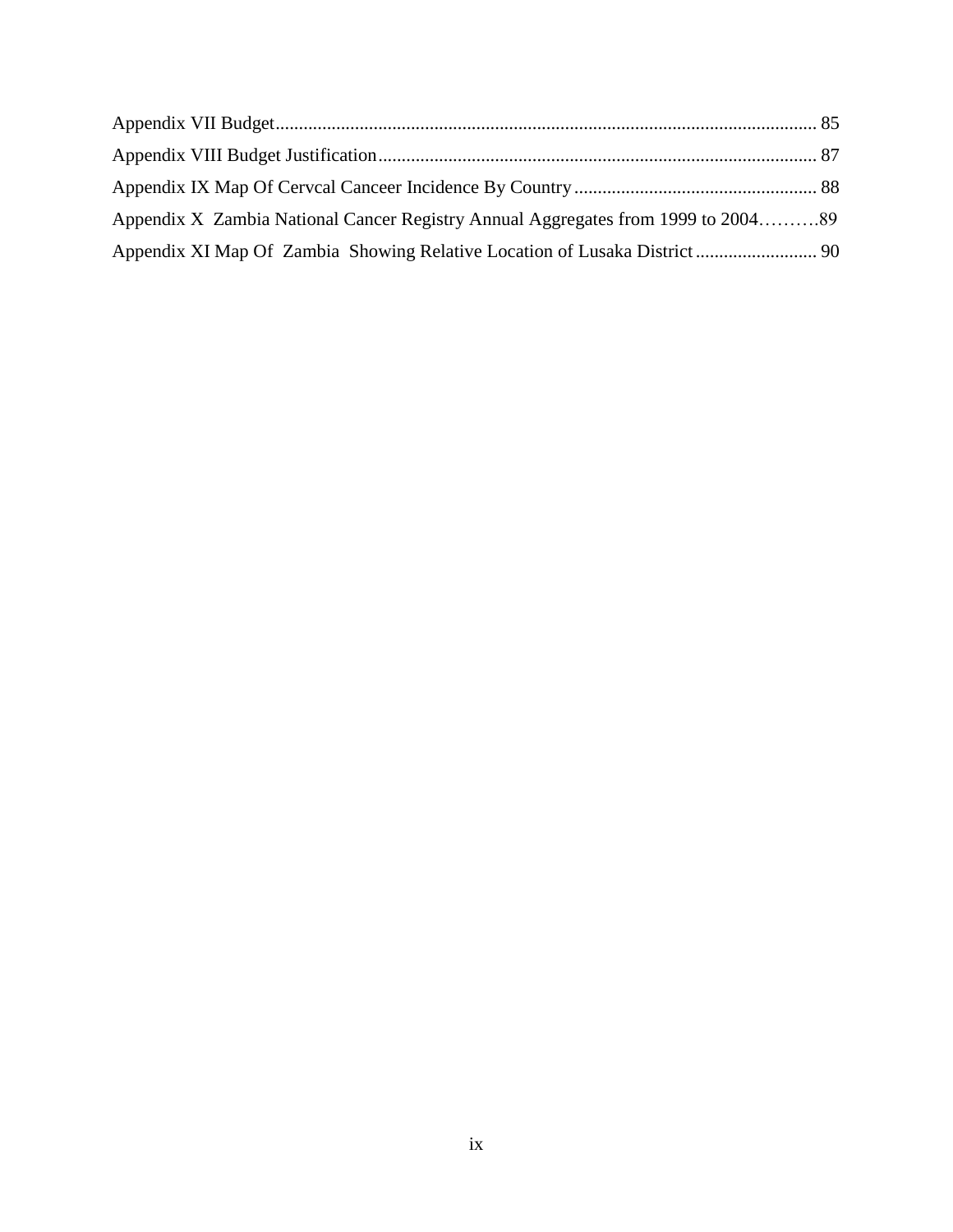Appendix VII Budget................................................................................................................... 85

Appendix VIII Budget Justification............................................................................................. 87

Appendix IX Map Of Cervcal Canceer Incidence By Country.................................................... 88

Appendix X  Zambia National Cancer Registry Annual Aggregates from 1999 to 2004……….89

Appendix XI Map Of  Zambia  Showing Relative Location of Lusaka District.......................... 90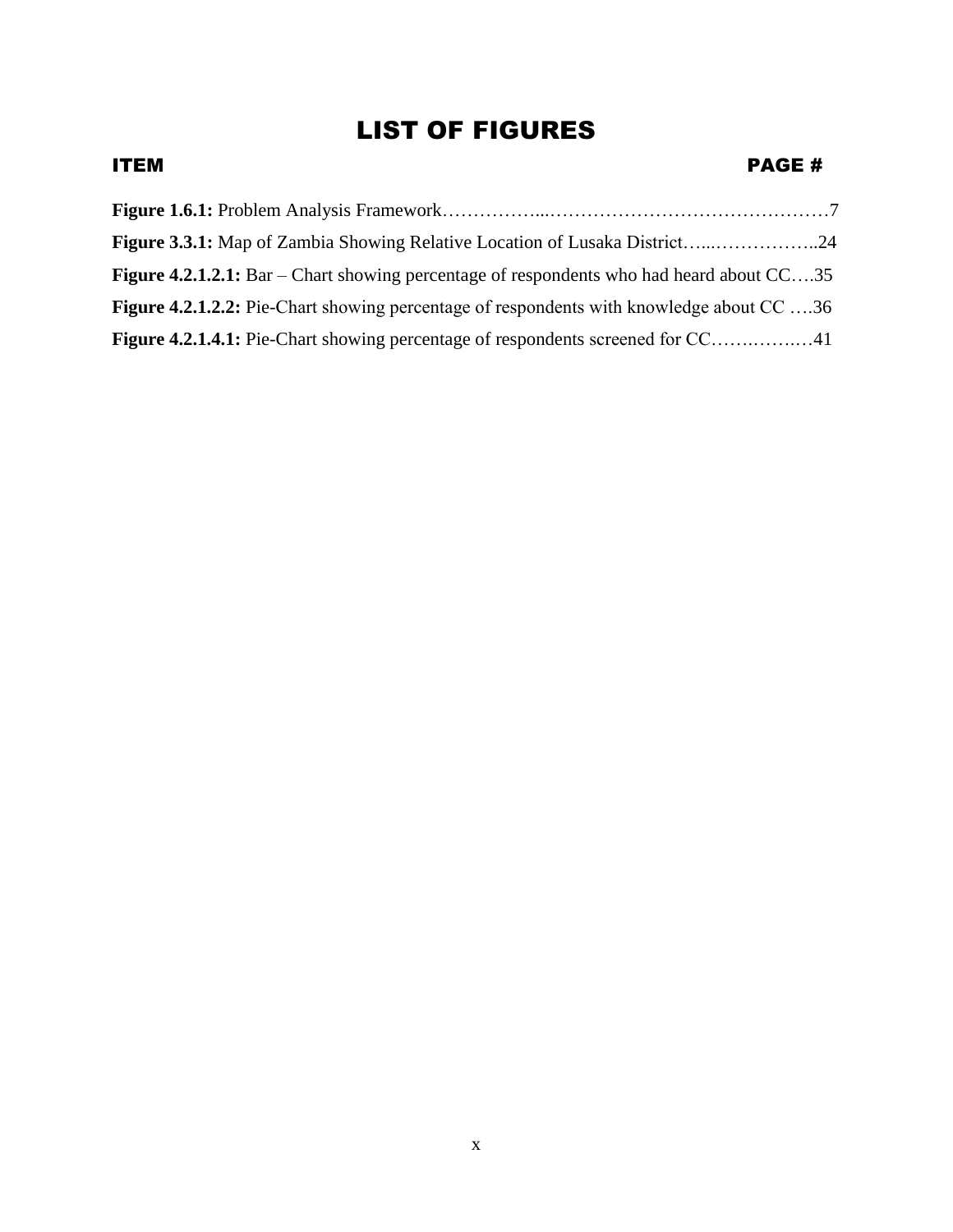# LIST OF FIGURES

**ITEM** **PAGE #**

**Figure 1.6.1:** Problem Analysis Framework……………...………………………………………7

**Figure 3.3.1:** Map of Zambia Showing Relative Location of Lusaka District…...……………..24

**Figure 4.2.1.2.1:** Bar – Chart showing percentage of respondents who had heard about CC….35

**Figure 4.2.1.2.2:** Pie-Chart showing percentage of respondents with knowledge about CC ….36

**Figure 4.2.1.4.1:** Pie-Chart showing percentage of respondents screened for CC…….……..…41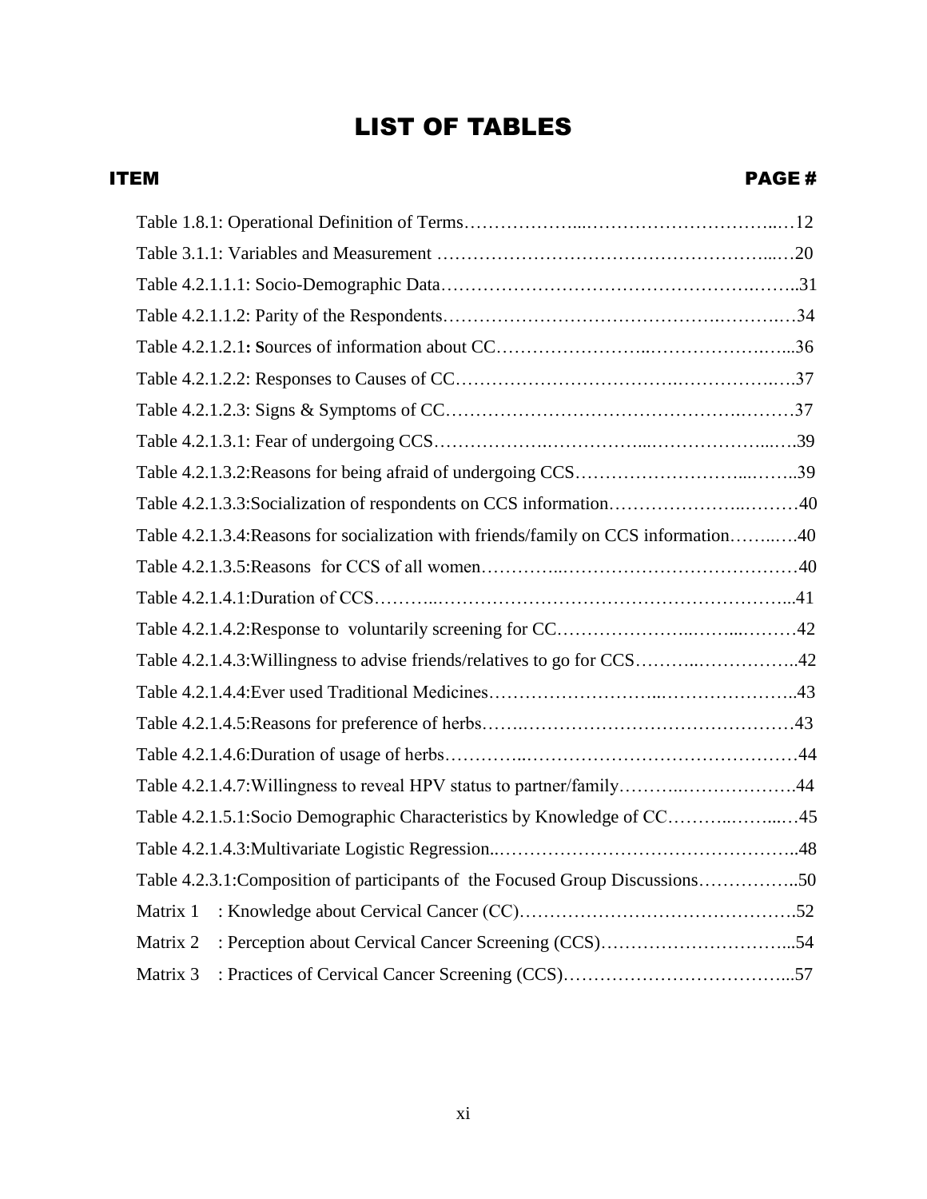# LIST OF TABLES

| ITEM | PAGE # |
|---|---|
| Table 1.8.1: Operational Definition of Terms | 12 |
| Table 3.1.1: Variables and Measurement | 20 |
| Table 4.2.1.1.1: Socio-Demographic Data | 31 |
| Table 4.2.1.1.2: Parity of the Respondents | 34 |
| Table 4.2.1.2.1: Sources of information about CC | 36 |
| Table 4.2.1.2.2: Responses to Causes of CC | 37 |
| Table 4.2.1.2.3: Signs & Symptoms of CC | 37 |
| Table 4.2.1.3.1: Fear of undergoing CCS | 39 |
| Table 4.2.1.3.2:Reasons for being afraid of undergoing CCS | 39 |
| Table 4.2.1.3.3:Socialization of respondents on CCS information | 40 |
| Table 4.2.1.3.4:Reasons for socialization with friends/family on CCS information | 40 |
| Table 4.2.1.3.5:Reasons for CCS of all women | 40 |
| Table 4.2.1.4.1:Duration of CCS | 41 |
| Table 4.2.1.4.2:Response to voluntarily screening for CC | 42 |
| Table 4.2.1.4.3:Willingness to advise friends/relatives to go for CCS | 42 |
| Table 4.2.1.4.4:Ever used Traditional Medicines | 43 |
| Table 4.2.1.4.5:Reasons for preference of herbs | 43 |
| Table 4.2.1.4.6:Duration of usage of herbs | 44 |
| Table 4.2.1.4.7:Willingness to reveal HPV status to partner/family | 44 |
| Table 4.2.1.5.1:Socio Demographic Characteristics by Knowledge of CC | 45 |
| Table 4.2.1.4.3:Multivariate Logistic Regression | 48 |
| Table 4.2.3.1:Composition of participants of the Focused Group Discussions | 50 |
| Matrix 1 : Knowledge about Cervical Cancer (CC) | 52 |
| Matrix 2 : Perception about Cervical Cancer Screening (CCS) | 54 |
| Matrix 3 : Practices of Cervical Cancer Screening (CCS) | 57 |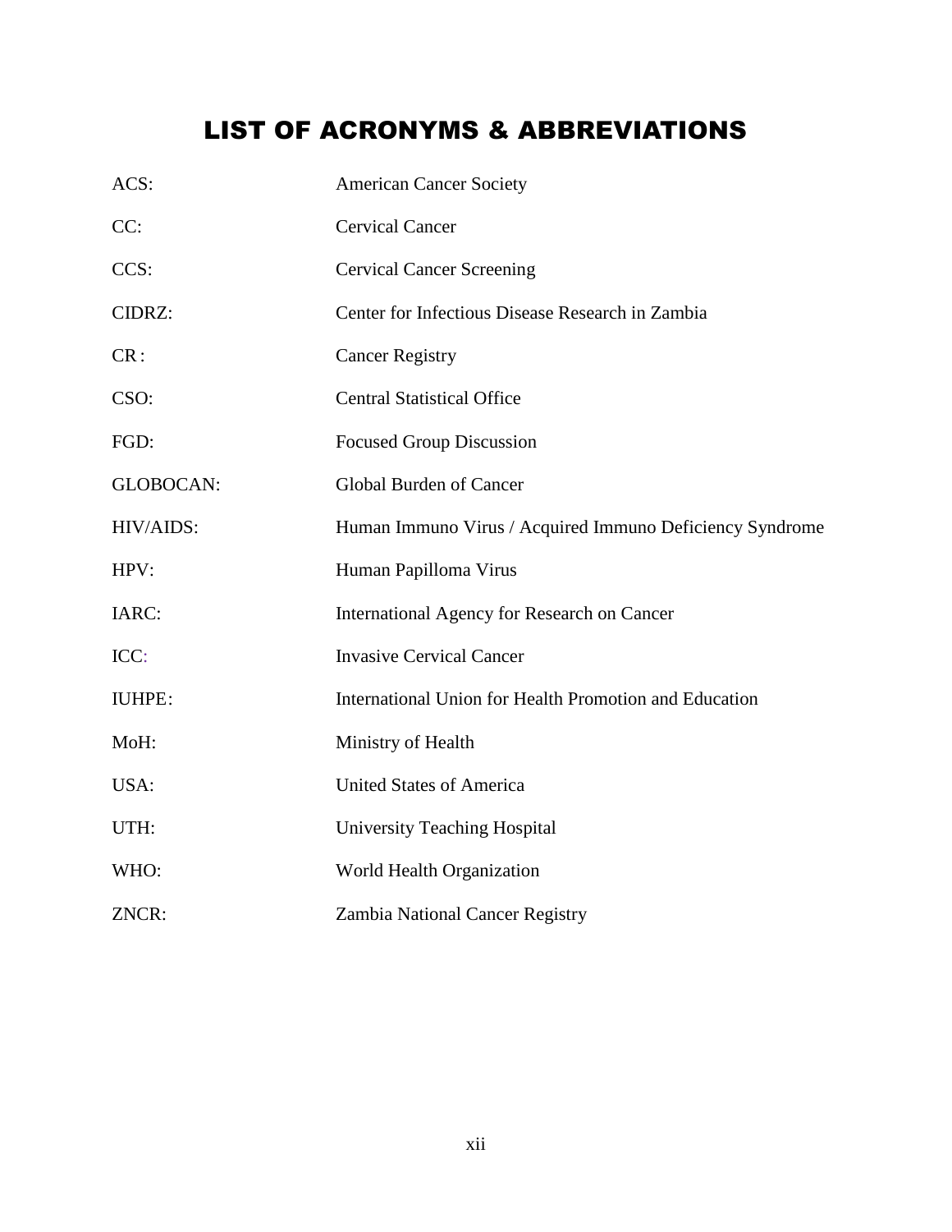# LIST OF ACRONYMS & ABBREVIATIONS

| | |
|---|---|
| ACS: | American Cancer Society |
| CC: | Cervical Cancer |
| CCS: | Cervical Cancer Screening |
| CIDRZ: | Center for Infectious Disease Research in Zambia |
| CR : | Cancer Registry |
| CSO: | Central Statistical Office |
| FGD: | Focused Group Discussion |
| GLOBOCAN: | Global Burden of Cancer |
| HIV/AIDS: | Human Immuno Virus / Acquired Immuno Deficiency Syndrome |
| HPV: | Human Papilloma Virus |
| IARC: | International Agency for Research on Cancer |
| ICC: | Invasive Cervical Cancer |
| IUHPE: | International Union for Health Promotion and Education |
| MoH: | Ministry of Health |
| USA: | United States of America |
| UTH: | University Teaching Hospital |
| WHO: | World Health Organization |
| ZNCR: | Zambia National Cancer Registry |